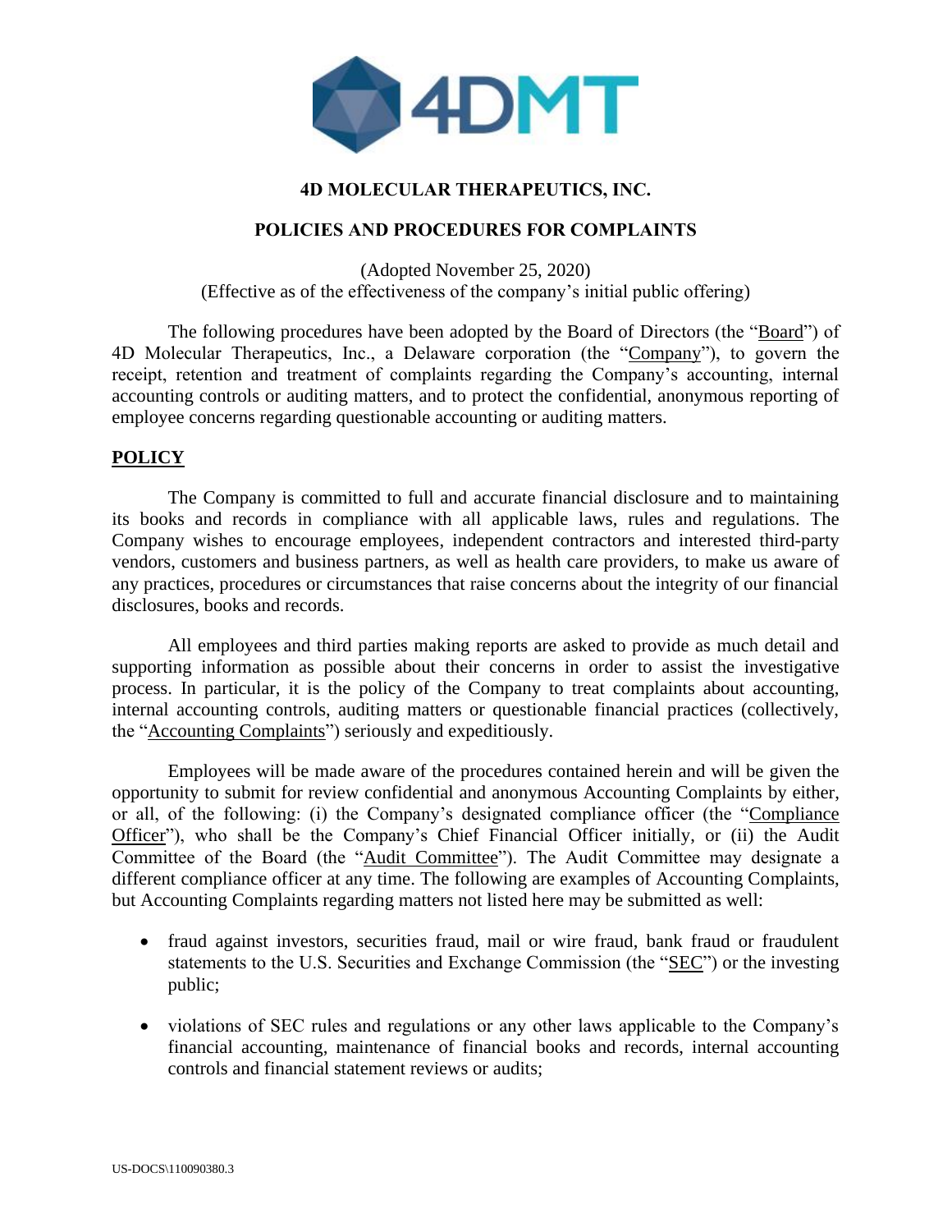# 4D MOLECULAR THERAPEUTICS, INC.

## POLICIES AND PROCEDURES FOR COMPLAINTS

(Adopted November 25, 2020)
(Effective as of the effectiveness of the company's initial public offering)

The following procedures have been adopted by the Board of Directors (the "Board") of 4D Molecular Therapeutics, Inc., a Delaware corporation (the "Company"), to govern the receipt, retention and treatment of complaints regarding the Company's accounting, internal accounting controls or auditing matters, and to protect the confidential, anonymous reporting of employee concerns regarding questionable accounting or auditing matters.

## POLICY

The Company is committed to full and accurate financial disclosure and to maintaining its books and records in compliance with all applicable laws, rules and regulations. The Company wishes to encourage employees, independent contractors and interested third-party vendors, customers and business partners, as well as health care providers, to make us aware of any practices, procedures or circumstances that raise concerns about the integrity of our financial disclosures, books and records.

All employees and third parties making reports are asked to provide as much detail and supporting information as possible about their concerns in order to assist the investigative process. In particular, it is the policy of the Company to treat complaints about accounting, internal accounting controls, auditing matters or questionable financial practices (collectively, the "Accounting Complaints") seriously and expeditiously.

Employees will be made aware of the procedures contained herein and will be given the opportunity to submit for review confidential and anonymous Accounting Complaints by either, or all, of the following: (i) the Company's designated compliance officer (the "Compliance Officer"), who shall be the Company's Chief Financial Officer initially, or (ii) the Audit Committee of the Board (the "Audit Committee"). The Audit Committee may designate a different compliance officer at any time. The following are examples of Accounting Complaints, but Accounting Complaints regarding matters not listed here may be submitted as well:

- fraud against investors, securities fraud, mail or wire fraud, bank fraud or fraudulent statements to the U.S. Securities and Exchange Commission (the "SEC") or the investing public;
- violations of SEC rules and regulations or any other laws applicable to the Company's financial accounting, maintenance of financial books and records, internal accounting controls and financial statement reviews or audits;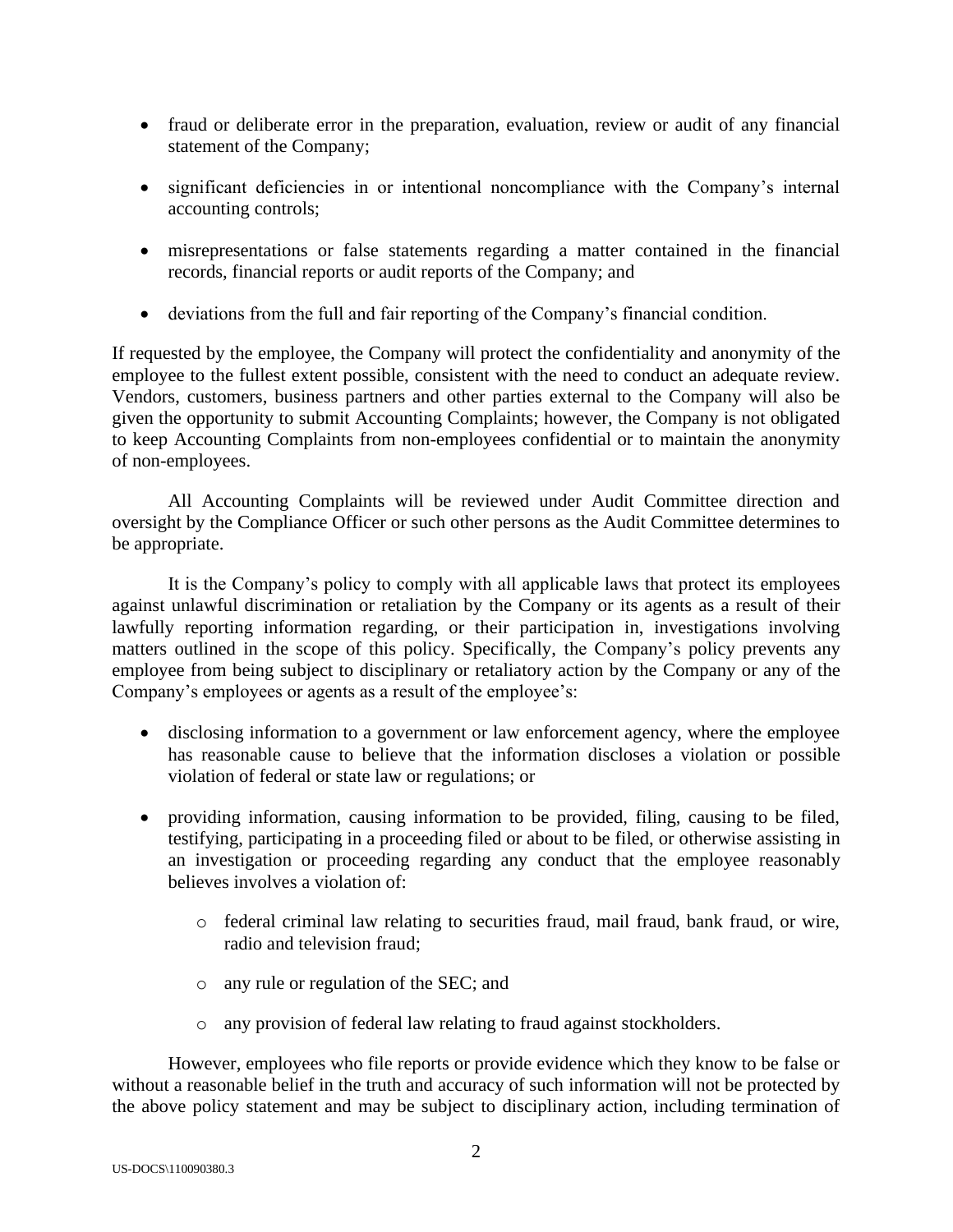- fraud or deliberate error in the preparation, evaluation, review or audit of any financial statement of the Company;
- significant deficiencies in or intentional noncompliance with the Company's internal accounting controls;
- misrepresentations or false statements regarding a matter contained in the financial records, financial reports or audit reports of the Company; and
- deviations from the full and fair reporting of the Company's financial condition.

If requested by the employee, the Company will protect the confidentiality and anonymity of the employee to the fullest extent possible, consistent with the need to conduct an adequate review. Vendors, customers, business partners and other parties external to the Company will also be given the opportunity to submit Accounting Complaints; however, the Company is not obligated to keep Accounting Complaints from non-employees confidential or to maintain the anonymity of non-employees.

All Accounting Complaints will be reviewed under Audit Committee direction and oversight by the Compliance Officer or such other persons as the Audit Committee determines to be appropriate.

It is the Company's policy to comply with all applicable laws that protect its employees against unlawful discrimination or retaliation by the Company or its agents as a result of their lawfully reporting information regarding, or their participation in, investigations involving matters outlined in the scope of this policy. Specifically, the Company's policy prevents any employee from being subject to disciplinary or retaliatory action by the Company or any of the Company's employees or agents as a result of the employee's:

- disclosing information to a government or law enforcement agency, where the employee has reasonable cause to believe that the information discloses a violation or possible violation of federal or state law or regulations; or
- providing information, causing information to be provided, filing, causing to be filed, testifying, participating in a proceeding filed or about to be filed, or otherwise assisting in an investigation or proceeding regarding any conduct that the employee reasonably believes involves a violation of:
  - federal criminal law relating to securities fraud, mail fraud, bank fraud, or wire, radio and television fraud;
  - any rule or regulation of the SEC; and
  - any provision of federal law relating to fraud against stockholders.

However, employees who file reports or provide evidence which they know to be false or without a reasonable belief in the truth and accuracy of such information will not be protected by the above policy statement and may be subject to disciplinary action, including termination of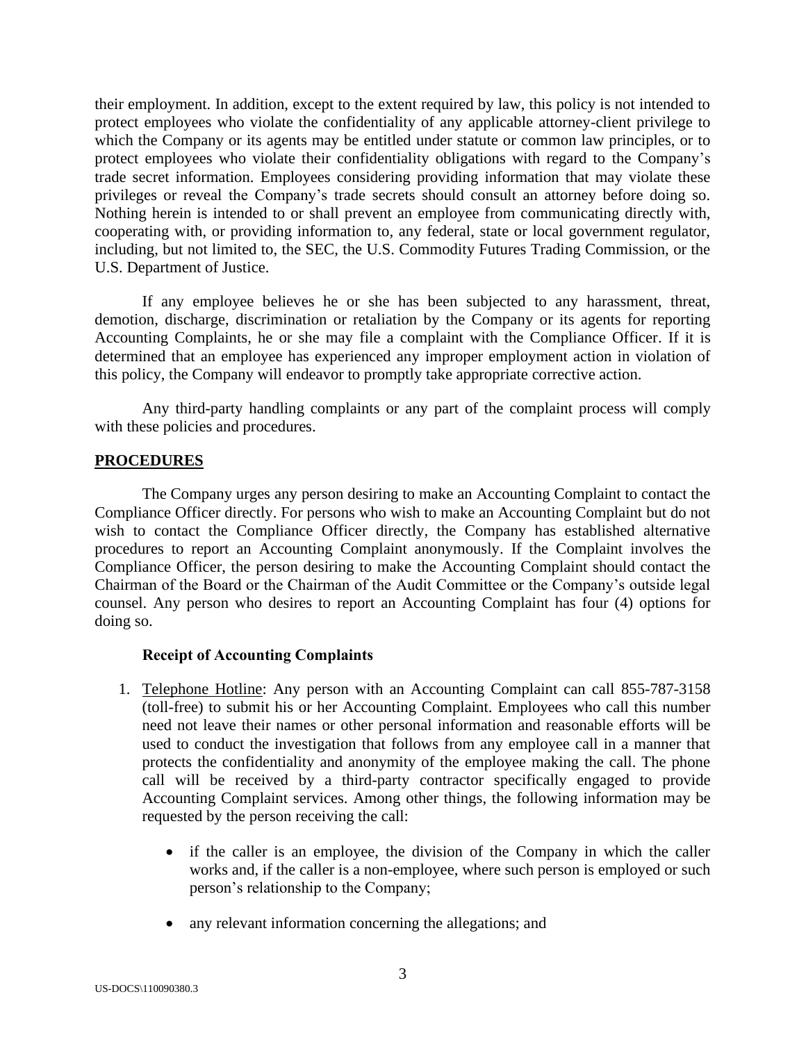their employment. In addition, except to the extent required by law, this policy is not intended to protect employees who violate the confidentiality of any applicable attorney-client privilege to which the Company or its agents may be entitled under statute or common law principles, or to protect employees who violate their confidentiality obligations with regard to the Company's trade secret information. Employees considering providing information that may violate these privileges or reveal the Company's trade secrets should consult an attorney before doing so. Nothing herein is intended to or shall prevent an employee from communicating directly with, cooperating with, or providing information to, any federal, state or local government regulator, including, but not limited to, the SEC, the U.S. Commodity Futures Trading Commission, or the U.S. Department of Justice.

If any employee believes he or she has been subjected to any harassment, threat, demotion, discharge, discrimination or retaliation by the Company or its agents for reporting Accounting Complaints, he or she may file a complaint with the Compliance Officer. If it is determined that an employee has experienced any improper employment action in violation of this policy, the Company will endeavor to promptly take appropriate corrective action.

Any third-party handling complaints or any part of the complaint process will comply with these policies and procedures.

## PROCEDURES

The Company urges any person desiring to make an Accounting Complaint to contact the Compliance Officer directly. For persons who wish to make an Accounting Complaint but do not wish to contact the Compliance Officer directly, the Company has established alternative procedures to report an Accounting Complaint anonymously. If the Complaint involves the Compliance Officer, the person desiring to make the Accounting Complaint should contact the Chairman of the Board or the Chairman of the Audit Committee or the Company's outside legal counsel. Any person who desires to report an Accounting Complaint has four (4) options for doing so.

### Receipt of Accounting Complaints

1. Telephone Hotline: Any person with an Accounting Complaint can call 855-787-3158 (toll-free) to submit his or her Accounting Complaint. Employees who call this number need not leave their names or other personal information and reasonable efforts will be used to conduct the investigation that follows from any employee call in a manner that protects the confidentiality and anonymity of the employee making the call. The phone call will be received by a third-party contractor specifically engaged to provide Accounting Complaint services. Among other things, the following information may be requested by the person receiving the call:

    - if the caller is an employee, the division of the Company in which the caller works and, if the caller is a non-employee, where such person is employed or such person's relationship to the Company;

    - any relevant information concerning the allegations; and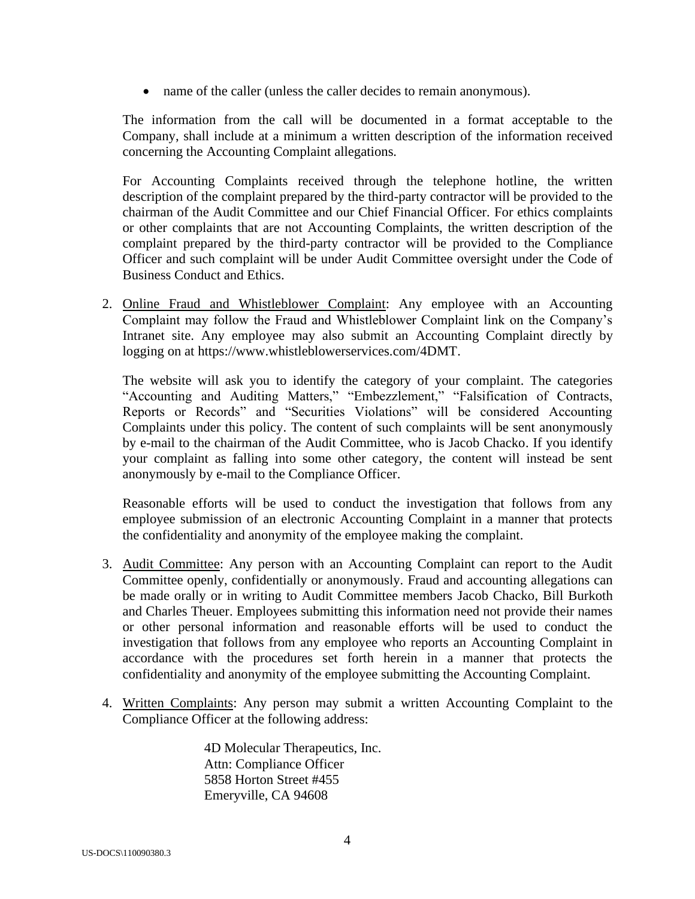- name of the caller (unless the caller decides to remain anonymous).

The information from the call will be documented in a format acceptable to the Company, shall include at a minimum a written description of the information received concerning the Accounting Complaint allegations.

For Accounting Complaints received through the telephone hotline, the written description of the complaint prepared by the third-party contractor will be provided to the chairman of the Audit Committee and our Chief Financial Officer. For ethics complaints or other complaints that are not Accounting Complaints, the written description of the complaint prepared by the third-party contractor will be provided to the Compliance Officer and such complaint will be under Audit Committee oversight under the Code of Business Conduct and Ethics.

2. Online Fraud and Whistleblower Complaint: Any employee with an Accounting Complaint may follow the Fraud and Whistleblower Complaint link on the Company's Intranet site. Any employee may also submit an Accounting Complaint directly by logging on at https://www.whistleblowerservices.com/4DMT.

   The website will ask you to identify the category of your complaint. The categories "Accounting and Auditing Matters," "Embezzlement," "Falsification of Contracts, Reports or Records" and "Securities Violations" will be considered Accounting Complaints under this policy. The content of such complaints will be sent anonymously by e-mail to the chairman of the Audit Committee, who is Jacob Chacko. If you identify your complaint as falling into some other category, the content will instead be sent anonymously by e-mail to the Compliance Officer.

   Reasonable efforts will be used to conduct the investigation that follows from any employee submission of an electronic Accounting Complaint in a manner that protects the confidentiality and anonymity of the employee making the complaint.

3. Audit Committee: Any person with an Accounting Complaint can report to the Audit Committee openly, confidentially or anonymously. Fraud and accounting allegations can be made orally or in writing to Audit Committee members Jacob Chacko, Bill Burkoth and Charles Theuer. Employees submitting this information need not provide their names or other personal information and reasonable efforts will be used to conduct the investigation that follows from any employee who reports an Accounting Complaint in accordance with the procedures set forth herein in a manner that protects the confidentiality and anonymity of the employee submitting the Accounting Complaint.

4. Written Complaints: Any person may submit a written Accounting Complaint to the Compliance Officer at the following address:

   4D Molecular Therapeutics, Inc.
   Attn: Compliance Officer
   5858 Horton Street #455
   Emeryville, CA 94608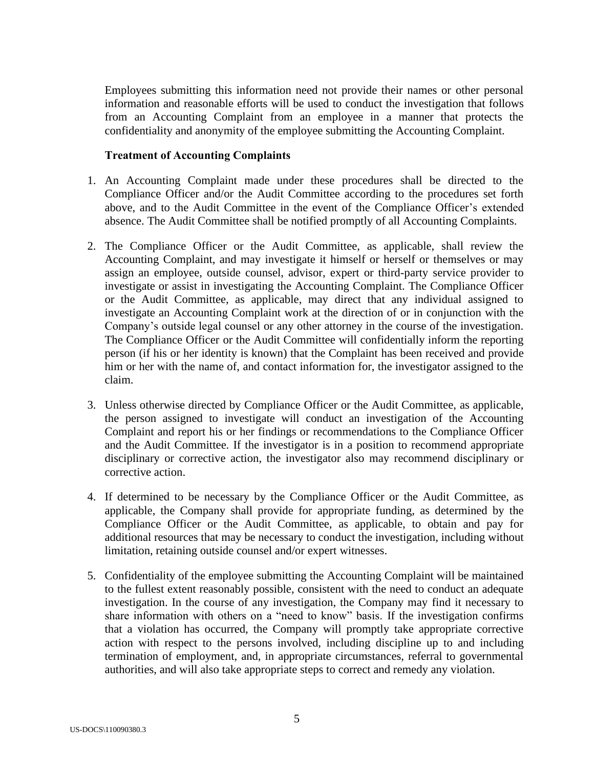Employees submitting this information need not provide their names or other personal information and reasonable efforts will be used to conduct the investigation that follows from an Accounting Complaint from an employee in a manner that protects the confidentiality and anonymity of the employee submitting the Accounting Complaint.

**Treatment of Accounting Complaints**

1. An Accounting Complaint made under these procedures shall be directed to the Compliance Officer and/or the Audit Committee according to the procedures set forth above, and to the Audit Committee in the event of the Compliance Officer's extended absence. The Audit Committee shall be notified promptly of all Accounting Complaints.

2. The Compliance Officer or the Audit Committee, as applicable, shall review the Accounting Complaint, and may investigate it himself or herself or themselves or may assign an employee, outside counsel, advisor, expert or third-party service provider to investigate or assist in investigating the Accounting Complaint. The Compliance Officer or the Audit Committee, as applicable, may direct that any individual assigned to investigate an Accounting Complaint work at the direction of or in conjunction with the Company's outside legal counsel or any other attorney in the course of the investigation. The Compliance Officer or the Audit Committee will confidentially inform the reporting person (if his or her identity is known) that the Complaint has been received and provide him or her with the name of, and contact information for, the investigator assigned to the claim.

3. Unless otherwise directed by Compliance Officer or the Audit Committee, as applicable, the person assigned to investigate will conduct an investigation of the Accounting Complaint and report his or her findings or recommendations to the Compliance Officer and the Audit Committee. If the investigator is in a position to recommend appropriate disciplinary or corrective action, the investigator also may recommend disciplinary or corrective action.

4. If determined to be necessary by the Compliance Officer or the Audit Committee, as applicable, the Company shall provide for appropriate funding, as determined by the Compliance Officer or the Audit Committee, as applicable, to obtain and pay for additional resources that may be necessary to conduct the investigation, including without limitation, retaining outside counsel and/or expert witnesses.

5. Confidentiality of the employee submitting the Accounting Complaint will be maintained to the fullest extent reasonably possible, consistent with the need to conduct an adequate investigation. In the course of any investigation, the Company may find it necessary to share information with others on a "need to know" basis. If the investigation confirms that a violation has occurred, the Company will promptly take appropriate corrective action with respect to the persons involved, including discipline up to and including termination of employment, and, in appropriate circumstances, referral to governmental authorities, and will also take appropriate steps to correct and remedy any violation.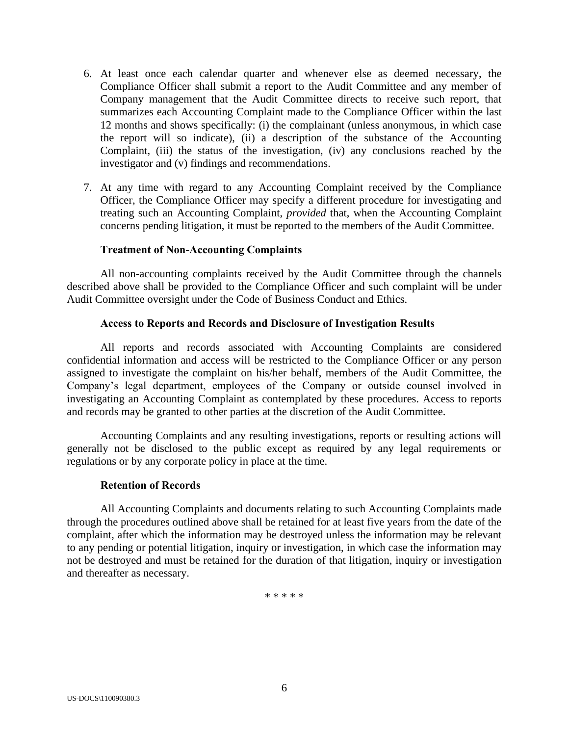6. At least once each calendar quarter and whenever else as deemed necessary, the Compliance Officer shall submit a report to the Audit Committee and any member of Company management that the Audit Committee directs to receive such report, that summarizes each Accounting Complaint made to the Compliance Officer within the last 12 months and shows specifically: (i) the complainant (unless anonymous, in which case the report will so indicate), (ii) a description of the substance of the Accounting Complaint, (iii) the status of the investigation, (iv) any conclusions reached by the investigator and (v) findings and recommendations.

7. At any time with regard to any Accounting Complaint received by the Compliance Officer, the Compliance Officer may specify a different procedure for investigating and treating such an Accounting Complaint, *provided* that, when the Accounting Complaint concerns pending litigation, it must be reported to the members of the Audit Committee.

**Treatment of Non-Accounting Complaints**

All non-accounting complaints received by the Audit Committee through the channels described above shall be provided to the Compliance Officer and such complaint will be under Audit Committee oversight under the Code of Business Conduct and Ethics.

**Access to Reports and Records and Disclosure of Investigation Results**

All reports and records associated with Accounting Complaints are considered confidential information and access will be restricted to the Compliance Officer or any person assigned to investigate the complaint on his/her behalf, members of the Audit Committee, the Company's legal department, employees of the Company or outside counsel involved in investigating an Accounting Complaint as contemplated by these procedures. Access to reports and records may be granted to other parties at the discretion of the Audit Committee.

Accounting Complaints and any resulting investigations, reports or resulting actions will generally not be disclosed to the public except as required by any legal requirements or regulations or by any corporate policy in place at the time.

**Retention of Records**

All Accounting Complaints and documents relating to such Accounting Complaints made through the procedures outlined above shall be retained for at least five years from the date of the complaint, after which the information may be destroyed unless the information may be relevant to any pending or potential litigation, inquiry or investigation, in which case the information may not be destroyed and must be retained for the duration of that litigation, inquiry or investigation and thereafter as necessary.

\* \* \* \* \*

US-DOCS\110090380.3